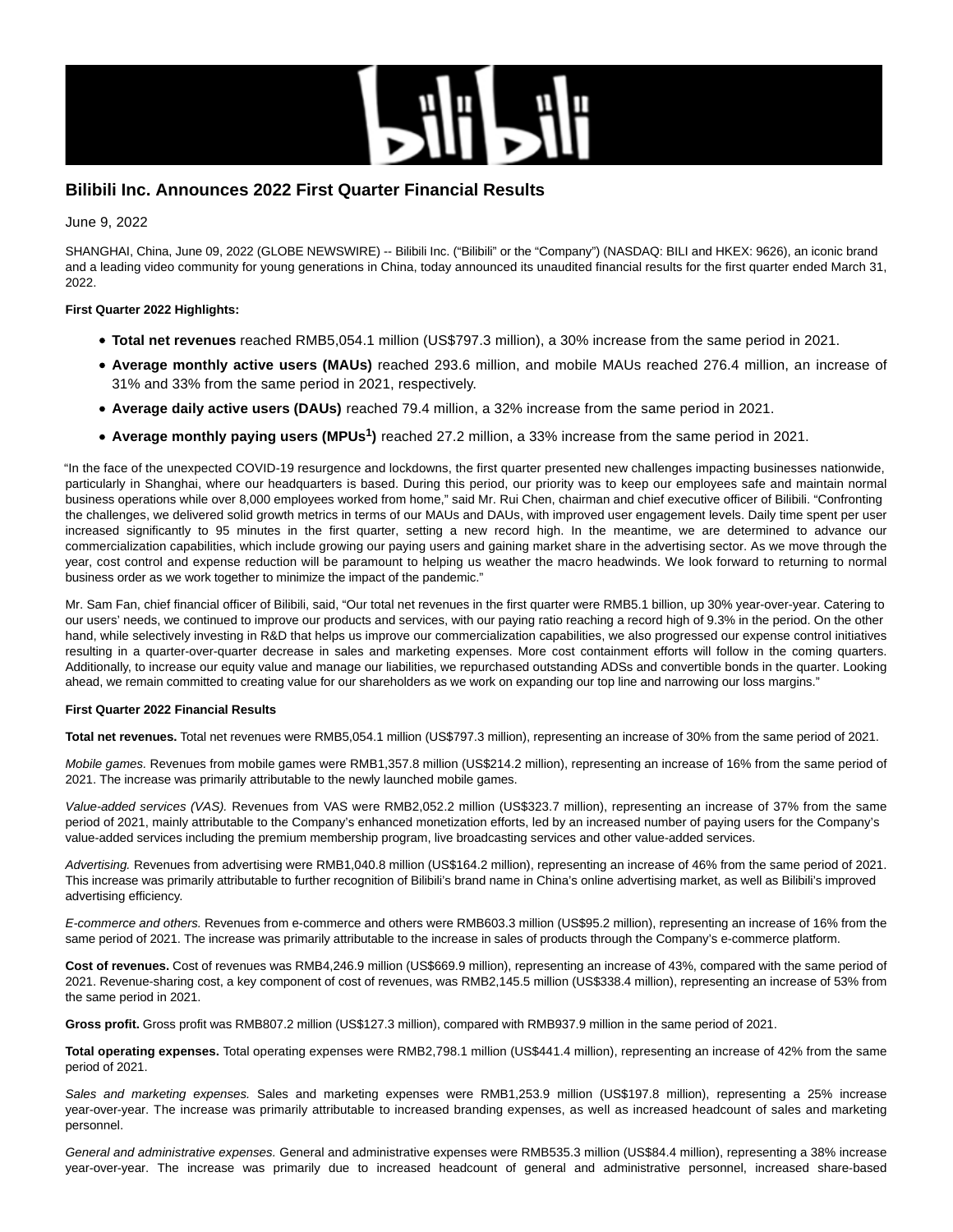# Bilibili Inc. Announces 2022 First Quarter Financial Results

June 9, 2022

SHANGHAI, China, June 09, 2022 (GLOBE NEWSWIRE) -- Bilibili Inc. ("Bilibili" or the "Company") (NASDAQ: BILI and HKEX: 9626), an iconic brand and a leading video community for young generations in China, today announced its unaudited financial results for the first quarter ended March 31, 2022.

**First Quarter 2022 Highlights:**

- **Total net revenues** reached RMB5,054.1 million (US$797.3 million), a 30% increase from the same period in 2021.
- **Average monthly active users (MAUs)** reached 293.6 million, and mobile MAUs reached 276.4 million, an increase of 31% and 33% from the same period in 2021, respectively.
- **Average daily active users (DAUs)** reached 79.4 million, a 32% increase from the same period in 2021.
- **Average monthly paying users (MPUs[1])** reached 27.2 million, a 33% increase from the same period in 2021.

"In the face of the unexpected COVID-19 resurgence and lockdowns, the first quarter presented new challenges impacting businesses nationwide, particularly in Shanghai, where our headquarters is based. During this period, our priority was to keep our employees safe and maintain normal business operations while over 8,000 employees worked from home," said Mr. Rui Chen, chairman and chief executive officer of Bilibili. "Confronting the challenges, we delivered solid growth metrics in terms of our MAUs and DAUs, with improved user engagement levels. Daily time spent per user increased significantly to 95 minutes in the first quarter, setting a new record high. In the meantime, we are determined to advance our commercialization capabilities, which include growing our paying users and gaining market share in the advertising sector. As we move through the year, cost control and expense reduction will be paramount to helping us weather the macro headwinds. We look forward to returning to normal business order as we work together to minimize the impact of the pandemic."

Mr. Sam Fan, chief financial officer of Bilibili, said, "Our total net revenues in the first quarter were RMB5.1 billion, up 30% year-over-year. Catering to our users' needs, we continued to improve our products and services, with our paying ratio reaching a record high of 9.3% in the period. On the other hand, while selectively investing in R&D that helps us improve our commercialization capabilities, we also progressed our expense control initiatives resulting in a quarter-over-quarter decrease in sales and marketing expenses. More cost containment efforts will follow in the coming quarters. Additionally, to increase our equity value and manage our liabilities, we repurchased outstanding ADSs and convertible bonds in the quarter. Looking ahead, we remain committed to creating value for our shareholders as we work on expanding our top line and narrowing our loss margins."

**First Quarter 2022 Financial Results**

**Total net revenues.** Total net revenues were RMB5,054.1 million (US$797.3 million), representing an increase of 30% from the same period of 2021.

*Mobile games.* Revenues from mobile games were RMB1,357.8 million (US$214.2 million), representing an increase of 16% from the same period of 2021. The increase was primarily attributable to the newly launched mobile games.

*Value-added services (VAS).* Revenues from VAS were RMB2,052.2 million (US$323.7 million), representing an increase of 37% from the same period of 2021, mainly attributable to the Company's enhanced monetization efforts, led by an increased number of paying users for the Company's value-added services including the premium membership program, live broadcasting services and other value-added services.

*Advertising.* Revenues from advertising were RMB1,040.8 million (US$164.2 million), representing an increase of 46% from the same period of 2021. This increase was primarily attributable to further recognition of Bilibili's brand name in China's online advertising market, as well as Bilibili's improved advertising efficiency.

*E-commerce and others.* Revenues from e-commerce and others were RMB603.3 million (US$95.2 million), representing an increase of 16% from the same period of 2021. The increase was primarily attributable to the increase in sales of products through the Company's e-commerce platform.

**Cost of revenues.** Cost of revenues was RMB4,246.9 million (US$669.9 million), representing an increase of 43%, compared with the same period of 2021. Revenue-sharing cost, a key component of cost of revenues, was RMB2,145.5 million (US$338.4 million), representing an increase of 53% from the same period in 2021.

**Gross profit.** Gross profit was RMB807.2 million (US$127.3 million), compared with RMB937.9 million in the same period of 2021.

**Total operating expenses.** Total operating expenses were RMB2,798.1 million (US$441.4 million), representing an increase of 42% from the same period of 2021.

*Sales and marketing expenses.* Sales and marketing expenses were RMB1,253.9 million (US$197.8 million), representing a 25% increase year-over-year. The increase was primarily attributable to increased branding expenses, as well as increased headcount of sales and marketing personnel.

*General and administrative expenses.* General and administrative expenses were RMB535.3 million (US$84.4 million), representing a 38% increase year-over-year. The increase was primarily due to increased headcount of general and administrative personnel, increased share-based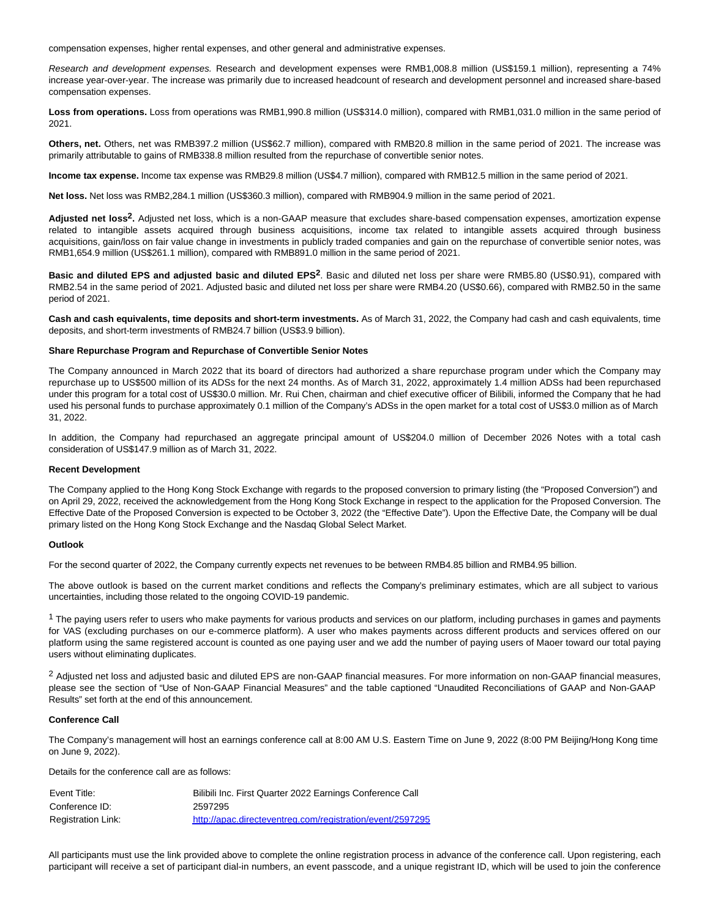compensation expenses, higher rental expenses, and other general and administrative expenses.

*Research and development expenses.* Research and development expenses were RMB1,008.8 million (US$159.1 million), representing a 74% increase year-over-year. The increase was primarily due to increased headcount of research and development personnel and increased share-based compensation expenses.

**Loss from operations.** Loss from operations was RMB1,990.8 million (US$314.0 million), compared with RMB1,031.0 million in the same period of 2021.

**Others, net.** Others, net was RMB397.2 million (US$62.7 million), compared with RMB20.8 million in the same period of 2021. The increase was primarily attributable to gains of RMB338.8 million resulted from the repurchase of convertible senior notes.

**Income tax expense.** Income tax expense was RMB29.8 million (US$4.7 million), compared with RMB12.5 million in the same period of 2021.

**Net loss.** Net loss was RMB2,284.1 million (US$360.3 million), compared with RMB904.9 million in the same period of 2021.

**Adjusted net loss[2].** Adjusted net loss, which is a non-GAAP measure that excludes share-based compensation expenses, amortization expense related to intangible assets acquired through business acquisitions, income tax related to intangible assets acquired through business acquisitions, gain/loss on fair value change in investments in publicly traded companies and gain on the repurchase of convertible senior notes, was RMB1,654.9 million (US$261.1 million), compared with RMB891.0 million in the same period of 2021.

**Basic and diluted EPS and adjusted basic and diluted EPS[2]**. Basic and diluted net loss per share were RMB5.80 (US$0.91), compared with RMB2.54 in the same period of 2021. Adjusted basic and diluted net loss per share were RMB4.20 (US$0.66), compared with RMB2.50 in the same period of 2021.

**Cash and cash equivalents, time deposits and short-term investments.** As of March 31, 2022, the Company had cash and cash equivalents, time deposits, and short-term investments of RMB24.7 billion (US$3.9 billion).

**Share Repurchase Program and Repurchase of Convertible Senior Notes**

The Company announced in March 2022 that its board of directors had authorized a share repurchase program under which the Company may repurchase up to US$500 million of its ADSs for the next 24 months. As of March 31, 2022, approximately 1.4 million ADSs had been repurchased under this program for a total cost of US$30.0 million. Mr. Rui Chen, chairman and chief executive officer of Bilibili, informed the Company that he had used his personal funds to purchase approximately 0.1 million of the Company's ADSs in the open market for a total cost of US$3.0 million as of March 31, 2022.

In addition, the Company had repurchased an aggregate principal amount of US$204.0 million of December 2026 Notes with a total cash consideration of US$147.9 million as of March 31, 2022.

**Recent Development**

The Company applied to the Hong Kong Stock Exchange with regards to the proposed conversion to primary listing (the "Proposed Conversion") and on April 29, 2022, received the acknowledgement from the Hong Kong Stock Exchange in respect to the application for the Proposed Conversion. The Effective Date of the Proposed Conversion is expected to be October 3, 2022 (the "Effective Date"). Upon the Effective Date, the Company will be dual primary listed on the Hong Kong Stock Exchange and the Nasdaq Global Select Market.

**Outlook**

For the second quarter of 2022, the Company currently expects net revenues to be between RMB4.85 billion and RMB4.95 billion.

The above outlook is based on the current market conditions and reflects the Company's preliminary estimates, which are all subject to various uncertainties, including those related to the ongoing COVID-19 pandemic.

[1] The paying users refer to users who make payments for various products and services on our platform, including purchases in games and payments for VAS (excluding purchases on our e-commerce platform). A user who makes payments across different products and services offered on our platform using the same registered account is counted as one paying user and we add the number of paying users of Maoer toward our total paying users without eliminating duplicates.

[2] Adjusted net loss and adjusted basic and diluted EPS are non-GAAP financial measures. For more information on non-GAAP financial measures, please see the section of "Use of Non-GAAP Financial Measures" and the table captioned "Unaudited Reconciliations of GAAP and Non-GAAP Results" set forth at the end of this announcement.

**Conference Call**

The Company's management will host an earnings conference call at 8:00 AM U.S. Eastern Time on June 9, 2022 (8:00 PM Beijing/Hong Kong time on June 9, 2022).

Details for the conference call are as follows:

| | |
|---|---|
| Event Title: | Bilibili Inc. First Quarter 2022 Earnings Conference Call |
| Conference ID: | 2597295 |
| Registration Link: | http://apac.directeventreg.com/registration/event/2597295 |

All participants must use the link provided above to complete the online registration process in advance of the conference call. Upon registering, each participant will receive a set of participant dial-in numbers, an event passcode, and a unique registrant ID, which will be used to join the conference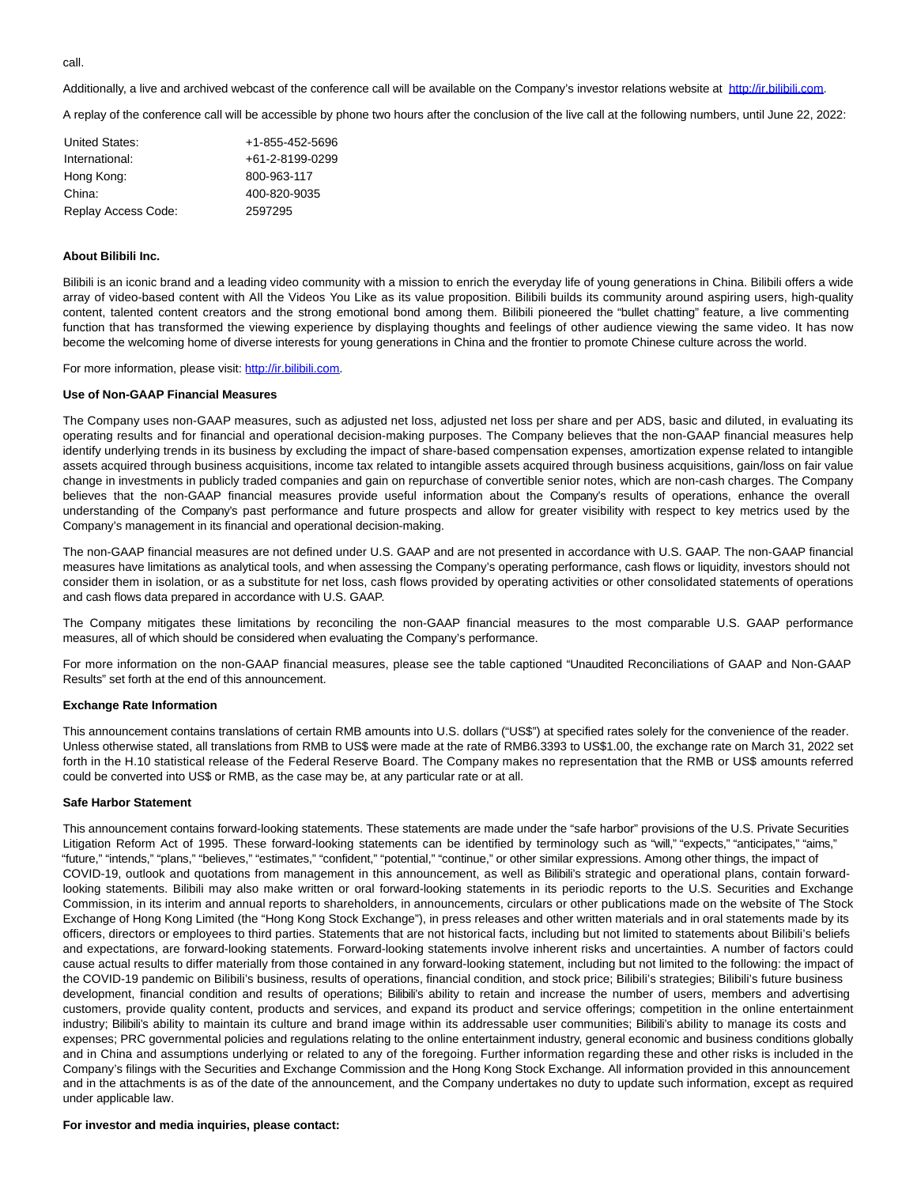call.

Additionally, a live and archived webcast of the conference call will be available on the Company's investor relations website at http://ir.bilibili.com.

A replay of the conference call will be accessible by phone two hours after the conclusion of the live call at the following numbers, until June 22, 2022:

| | |
|---|---|
| United States: | +1-855-452-5696 |
| International: | +61-2-8199-0299 |
| Hong Kong: | 800-963-117 |
| China: | 400-820-9035 |
| Replay Access Code: | 2597295 |

**About Bilibili Inc.**

Bilibili is an iconic brand and a leading video community with a mission to enrich the everyday life of young generations in China. Bilibili offers a wide array of video-based content with All the Videos You Like as its value proposition. Bilibili builds its community around aspiring users, high-quality content, talented content creators and the strong emotional bond among them. Bilibili pioneered the "bullet chatting" feature, a live commenting function that has transformed the viewing experience by displaying thoughts and feelings of other audience viewing the same video. It has now become the welcoming home of diverse interests for young generations in China and the frontier to promote Chinese culture across the world.

For more information, please visit: http://ir.bilibili.com.

**Use of Non-GAAP Financial Measures**

The Company uses non-GAAP measures, such as adjusted net loss, adjusted net loss per share and per ADS, basic and diluted, in evaluating its operating results and for financial and operational decision-making purposes. The Company believes that the non-GAAP financial measures help identify underlying trends in its business by excluding the impact of share-based compensation expenses, amortization expense related to intangible assets acquired through business acquisitions, income tax related to intangible assets acquired through business acquisitions, gain/loss on fair value change in investments in publicly traded companies and gain on repurchase of convertible senior notes, which are non-cash charges. The Company believes that the non-GAAP financial measures provide useful information about the Company's results of operations, enhance the overall understanding of the Company's past performance and future prospects and allow for greater visibility with respect to key metrics used by the Company's management in its financial and operational decision-making.

The non-GAAP financial measures are not defined under U.S. GAAP and are not presented in accordance with U.S. GAAP. The non-GAAP financial measures have limitations as analytical tools, and when assessing the Company's operating performance, cash flows or liquidity, investors should not consider them in isolation, or as a substitute for net loss, cash flows provided by operating activities or other consolidated statements of operations and cash flows data prepared in accordance with U.S. GAAP.

The Company mitigates these limitations by reconciling the non-GAAP financial measures to the most comparable U.S. GAAP performance measures, all of which should be considered when evaluating the Company's performance.

For more information on the non-GAAP financial measures, please see the table captioned "Unaudited Reconciliations of GAAP and Non-GAAP Results" set forth at the end of this announcement.

**Exchange Rate Information**

This announcement contains translations of certain RMB amounts into U.S. dollars ("US$") at specified rates solely for the convenience of the reader. Unless otherwise stated, all translations from RMB to US$ were made at the rate of RMB6.3393 to US$1.00, the exchange rate on March 31, 2022 set forth in the H.10 statistical release of the Federal Reserve Board. The Company makes no representation that the RMB or US$ amounts referred could be converted into US$ or RMB, as the case may be, at any particular rate or at all.

**Safe Harbor Statement**

This announcement contains forward-looking statements. These statements are made under the "safe harbor" provisions of the U.S. Private Securities Litigation Reform Act of 1995. These forward-looking statements can be identified by terminology such as "will," "expects," "anticipates," "aims," "future," "intends," "plans," "believes," "estimates," "confident," "potential," "continue," or other similar expressions. Among other things, the impact of COVID-19, outlook and quotations from management in this announcement, as well as Bilibili's strategic and operational plans, contain forward-looking statements. Bilibili may also make written or oral forward-looking statements in its periodic reports to the U.S. Securities and Exchange Commission, in its interim and annual reports to shareholders, in announcements, circulars or other publications made on the website of The Stock Exchange of Hong Kong Limited (the "Hong Kong Stock Exchange"), in press releases and other written materials and in oral statements made by its officers, directors or employees to third parties. Statements that are not historical facts, including but not limited to statements about Bilibili's beliefs and expectations, are forward-looking statements. Forward-looking statements involve inherent risks and uncertainties. A number of factors could cause actual results to differ materially from those contained in any forward-looking statement, including but not limited to the following: the impact of the COVID-19 pandemic on Bilibili's business, results of operations, financial condition, and stock price; Bilibili's strategies; Bilibili's future business development, financial condition and results of operations; Bilibili's ability to retain and increase the number of users, members and advertising customers, provide quality content, products and services, and expand its product and service offerings; competition in the online entertainment industry; Bilibili's ability to maintain its culture and brand image within its addressable user communities; Bilibili's ability to manage its costs and expenses; PRC governmental policies and regulations relating to the online entertainment industry, general economic and business conditions globally and in China and assumptions underlying or related to any of the foregoing. Further information regarding these and other risks is included in the Company's filings with the Securities and Exchange Commission and the Hong Kong Stock Exchange. All information provided in this announcement and in the attachments is as of the date of the announcement, and the Company undertakes no duty to update such information, except as required under applicable law.

**For investor and media inquiries, please contact:**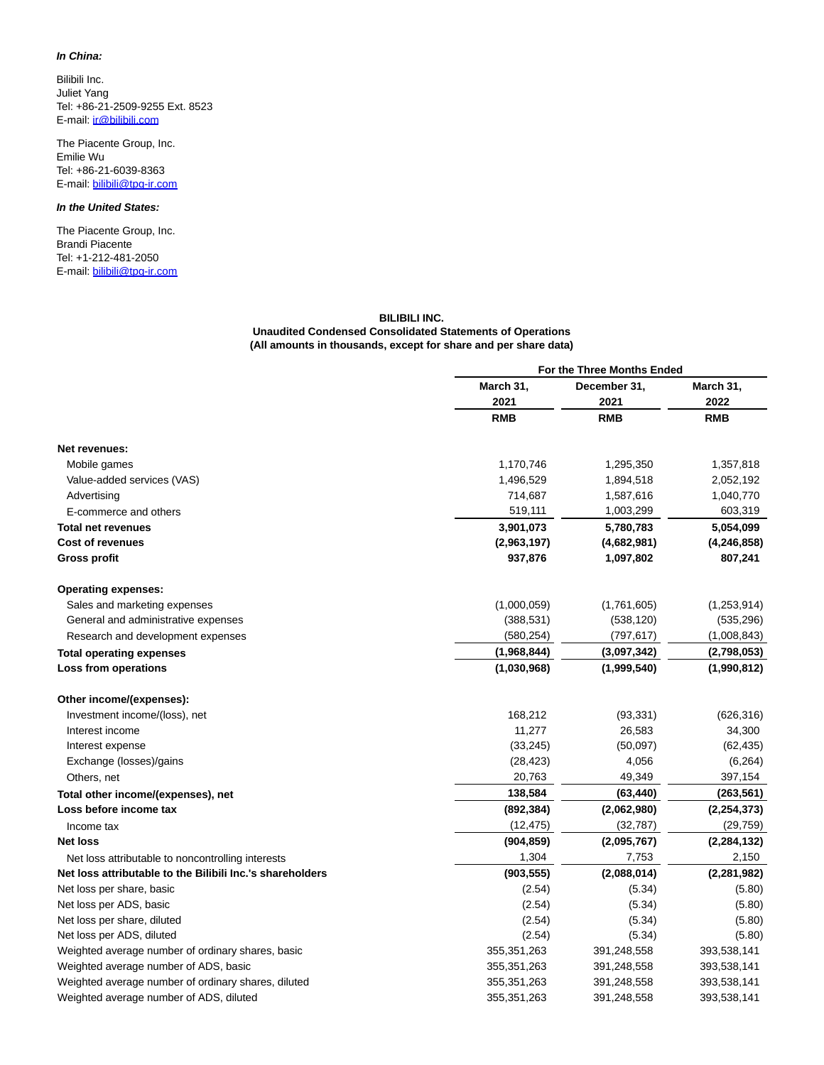***In China:***

Bilibili Inc.
Juliet Yang
Tel: +86-21-2509-9255 Ext. 8523
E-mail: ir@bilibili.com

The Piacente Group, Inc.
Emilie Wu
Tel: +86-21-6039-8363
E-mail: bilibili@tpg-ir.com

***In the United States:***

The Piacente Group, Inc.
Brandi Piacente
Tel: +1-212-481-2050
E-mail: bilibili@tpg-ir.com

**BILIBILI INC.**
**Unaudited Condensed Consolidated Statements of Operations**
**(All amounts in thousands, except for share and per share data)**

| | For the Three Months Ended | | |
|---|---|---|---|
| | **March 31, 2021** | **December 31, 2021** | **March 31, 2022** |
| | **RMB** | **RMB** | **RMB** |
| **Net revenues:** | | | |
| Mobile games | 1,170,746 | 1,295,350 | 1,357,818 |
| Value-added services (VAS) | 1,496,529 | 1,894,518 | 2,052,192 |
| Advertising | 714,687 | 1,587,616 | 1,040,770 |
| E-commerce and others | 519,111 | 1,003,299 | 603,319 |
| **Total net revenues** | **3,901,073** | **5,780,783** | **5,054,099** |
| **Cost of revenues** | **(2,963,197)** | **(4,682,981)** | **(4,246,858)** |
| **Gross profit** | **937,876** | **1,097,802** | **807,241** |
| **Operating expenses:** | | | |
| Sales and marketing expenses | (1,000,059) | (1,761,605) | (1,253,914) |
| General and administrative expenses | (388,531) | (538,120) | (535,296) |
| Research and development expenses | (580,254) | (797,617) | (1,008,843) |
| **Total operating expenses** | **(1,968,844)** | **(3,097,342)** | **(2,798,053)** |
| **Loss from operations** | **(1,030,968)** | **(1,999,540)** | **(1,990,812)** |
| **Other income/(expenses):** | | | |
| Investment income/(loss), net | 168,212 | (93,331) | (626,316) |
| Interest income | 11,277 | 26,583 | 34,300 |
| Interest expense | (33,245) | (50,097) | (62,435) |
| Exchange (losses)/gains | (28,423) | 4,056 | (6,264) |
| Others, net | 20,763 | 49,349 | 397,154 |
| **Total other income/(expenses), net** | **138,584** | **(63,440)** | **(263,561)** |
| **Loss before income tax** | **(892,384)** | **(2,062,980)** | **(2,254,373)** |
| Income tax | (12,475) | (32,787) | (29,759) |
| **Net loss** | **(904,859)** | **(2,095,767)** | **(2,284,132)** |
| Net loss attributable to noncontrolling interests | 1,304 | 7,753 | 2,150 |
| **Net loss attributable to the Bilibili Inc.'s shareholders** | **(903,555)** | **(2,088,014)** | **(2,281,982)** |
| Net loss per share, basic | (2.54) | (5.34) | (5.80) |
| Net loss per ADS, basic | (2.54) | (5.34) | (5.80) |
| Net loss per share, diluted | (2.54) | (5.34) | (5.80) |
| Net loss per ADS, diluted | (2.54) | (5.34) | (5.80) |
| Weighted average number of ordinary shares, basic | 355,351,263 | 391,248,558 | 393,538,141 |
| Weighted average number of ADS, basic | 355,351,263 | 391,248,558 | 393,538,141 |
| Weighted average number of ordinary shares, diluted | 355,351,263 | 391,248,558 | 393,538,141 |
| Weighted average number of ADS, diluted | 355,351,263 | 391,248,558 | 393,538,141 |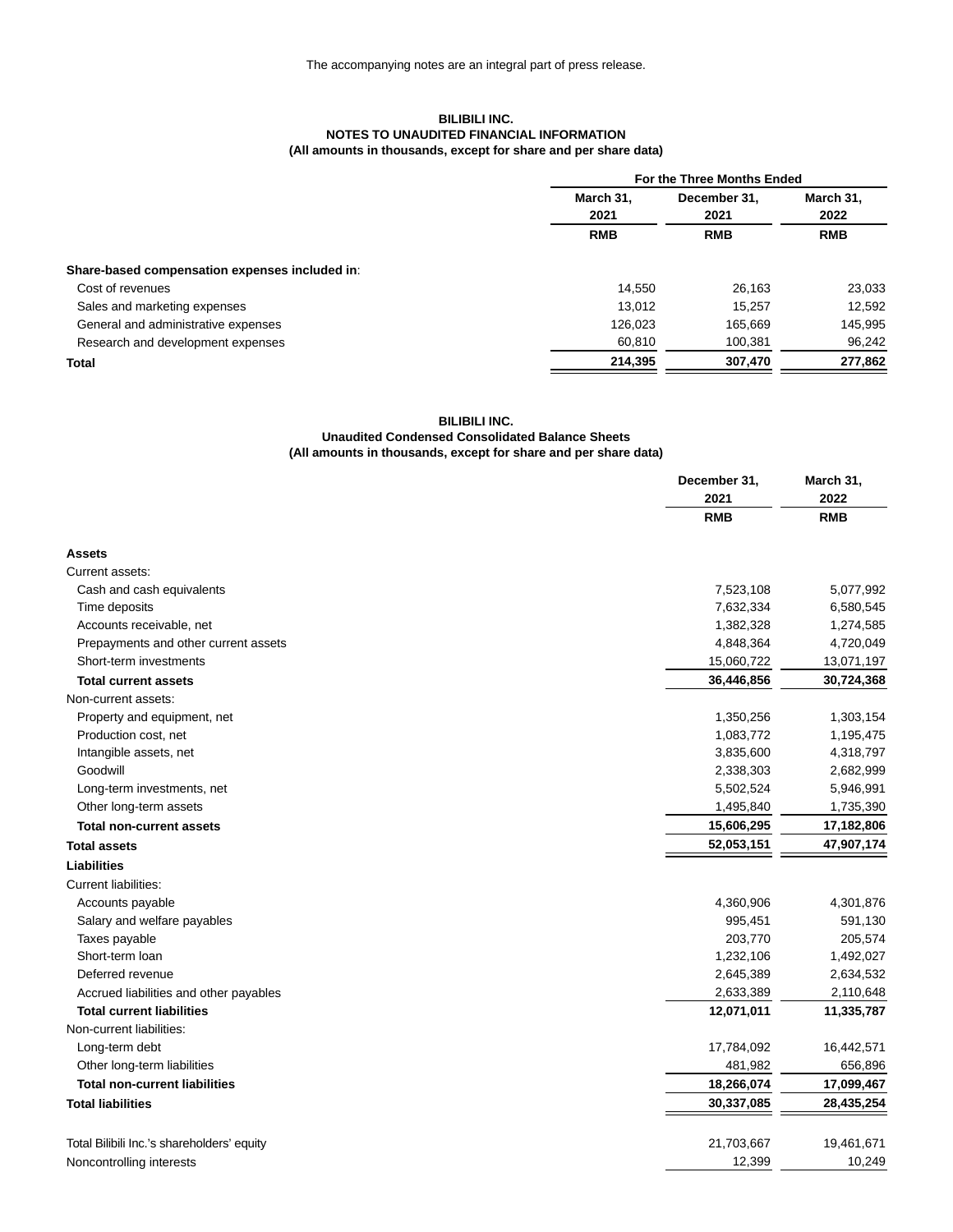The accompanying notes are an integral part of press release.

**BILIBILI INC.**
**NOTES TO UNAUDITED FINANCIAL INFORMATION**
**(All amounts in thousands, except for share and per share data)**

| | For the Three Months Ended | | |
|---|---|---|---|
| | March 31, 2021 | December 31, 2021 | March 31, 2022 |
| | RMB | RMB | RMB |
| **Share-based compensation expenses included in**: | | | |
| Cost of revenues | 14,550 | 26,163 | 23,033 |
| Sales and marketing expenses | 13,012 | 15,257 | 12,592 |
| General and administrative expenses | 126,023 | 165,669 | 145,995 |
| Research and development expenses | 60,810 | 100,381 | 96,242 |
| **Total** | **214,395** | **307,470** | **277,862** |

**BILIBILI INC.**
**Unaudited Condensed Consolidated Balance Sheets**
**(All amounts in thousands, except for share and per share data)**

| | December 31, 2021 | March 31, 2022 |
|---|---|---|
| | RMB | RMB |
| **Assets** | | |
| Current assets: | | |
| Cash and cash equivalents | 7,523,108 | 5,077,992 |
| Time deposits | 7,632,334 | 6,580,545 |
| Accounts receivable, net | 1,382,328 | 1,274,585 |
| Prepayments and other current assets | 4,848,364 | 4,720,049 |
| Short-term investments | 15,060,722 | 13,071,197 |
| **Total current assets** | **36,446,856** | **30,724,368** |
| Non-current assets: | | |
| Property and equipment, net | 1,350,256 | 1,303,154 |
| Production cost, net | 1,083,772 | 1,195,475 |
| Intangible assets, net | 3,835,600 | 4,318,797 |
| Goodwill | 2,338,303 | 2,682,999 |
| Long-term investments, net | 5,502,524 | 5,946,991 |
| Other long-term assets | 1,495,840 | 1,735,390 |
| **Total non-current assets** | **15,606,295** | **17,182,806** |
| **Total assets** | **52,053,151** | **47,907,174** |
| **Liabilities** | | |
| Current liabilities: | | |
| Accounts payable | 4,360,906 | 4,301,876 |
| Salary and welfare payables | 995,451 | 591,130 |
| Taxes payable | 203,770 | 205,574 |
| Short-term loan | 1,232,106 | 1,492,027 |
| Deferred revenue | 2,645,389 | 2,634,532 |
| Accrued liabilities and other payables | 2,633,389 | 2,110,648 |
| **Total current liabilities** | **12,071,011** | **11,335,787** |
| Non-current liabilities: | | |
| Long-term debt | 17,784,092 | 16,442,571 |
| Other long-term liabilities | 481,982 | 656,896 |
| **Total non-current liabilities** | **18,266,074** | **17,099,467** |
| **Total liabilities** | **30,337,085** | **28,435,254** |
| Total Bilibili Inc.'s shareholders' equity | 21,703,667 | 19,461,671 |
| Noncontrolling interests | 12,399 | 10,249 |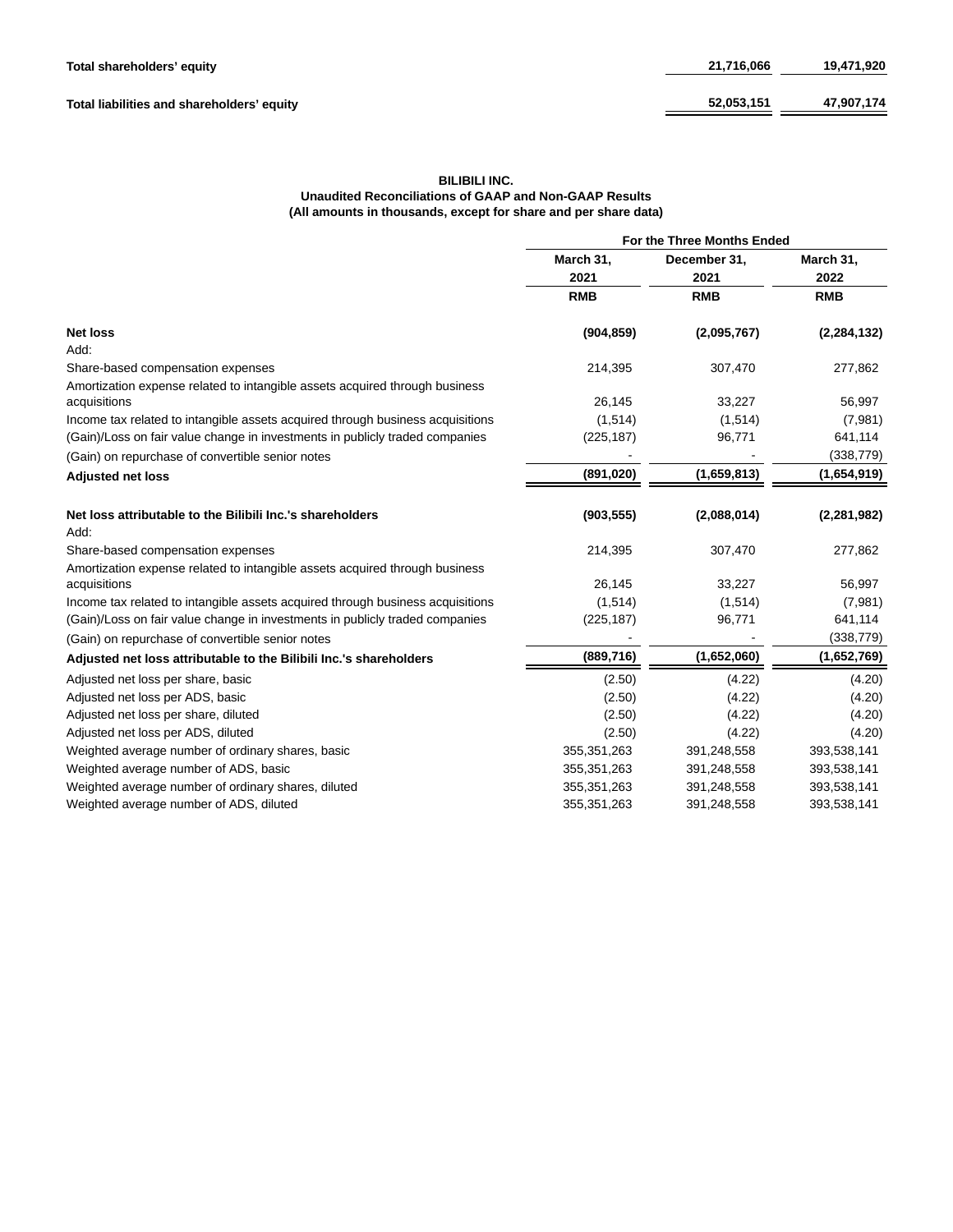| | | |
|---|---|---|
| **Total shareholders' equity** | **21,716,066** | **19,471,920** |
| **Total liabilities and shareholders' equity** | **52,053,151** | **47,907,174** |

**BILIBILI INC.**
**Unaudited Reconciliations of GAAP and Non-GAAP Results**
**(All amounts in thousands, except for share and per share data)**

| | For the Three Months Ended | | |
|---|---|---|---|
| | March 31, 2021 | December 31, 2021 | March 31, 2022 |
| | RMB | RMB | RMB |
| **Net loss** | **(904,859)** | **(2,095,767)** | **(2,284,132)** |
| Add: | | | |
| Share-based compensation expenses | 214,395 | 307,470 | 277,862 |
| Amortization expense related to intangible assets acquired through business acquisitions | 26,145 | 33,227 | 56,997 |
| Income tax related to intangible assets acquired through business acquisitions | (1,514) | (1,514) | (7,981) |
| (Gain)/Loss on fair value change in investments in publicly traded companies | (225,187) | 96,771 | 641,114 |
| (Gain) on repurchase of convertible senior notes | - | - | (338,779) |
| **Adjusted net loss** | **(891,020)** | **(1,659,813)** | **(1,654,919)** |
| **Net loss attributable to the Bilibili Inc.'s shareholders** | **(903,555)** | **(2,088,014)** | **(2,281,982)** |
| Add: | | | |
| Share-based compensation expenses | 214,395 | 307,470 | 277,862 |
| Amortization expense related to intangible assets acquired through business acquisitions | 26,145 | 33,227 | 56,997 |
| Income tax related to intangible assets acquired through business acquisitions | (1,514) | (1,514) | (7,981) |
| (Gain)/Loss on fair value change in investments in publicly traded companies | (225,187) | 96,771 | 641,114 |
| (Gain) on repurchase of convertible senior notes | - | - | (338,779) |
| **Adjusted net loss attributable to the Bilibili Inc.'s shareholders** | **(889,716)** | **(1,652,060)** | **(1,652,769)** |
| Adjusted net loss per share, basic | (2.50) | (4.22) | (4.20) |
| Adjusted net loss per ADS, basic | (2.50) | (4.22) | (4.20) |
| Adjusted net loss per share, diluted | (2.50) | (4.22) | (4.20) |
| Adjusted net loss per ADS, diluted | (2.50) | (4.22) | (4.20) |
| Weighted average number of ordinary shares, basic | 355,351,263 | 391,248,558 | 393,538,141 |
| Weighted average number of ADS, basic | 355,351,263 | 391,248,558 | 393,538,141 |
| Weighted average number of ordinary shares, diluted | 355,351,263 | 391,248,558 | 393,538,141 |
| Weighted average number of ADS, diluted | 355,351,263 | 391,248,558 | 393,538,141 |